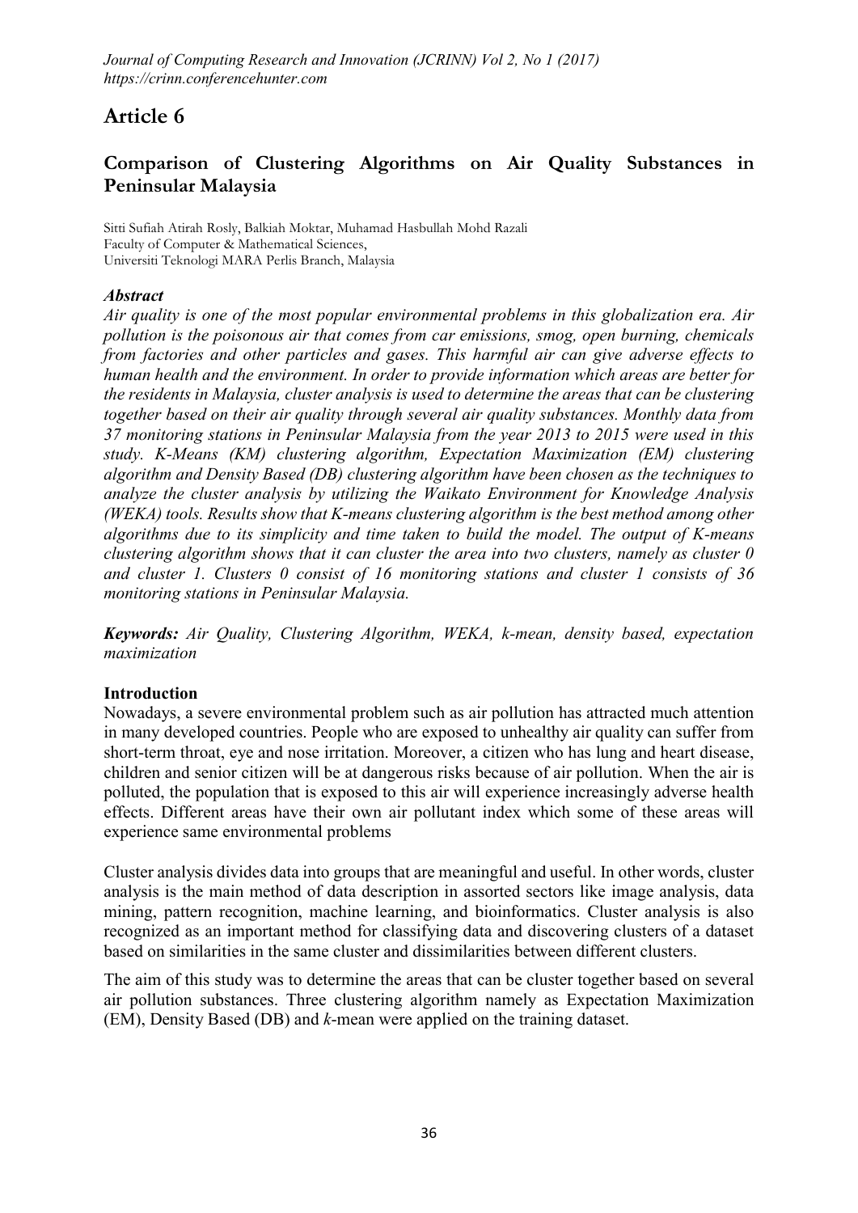# Article 6

## Comparison of Clustering Algorithms on Air Quality Substances in Peninsular Malaysia

Sitti Sufiah Atirah Rosly, Balkiah Moktar, Muhamad Hasbullah Mohd Razali
Faculty of Computer & Mathematical Sciences,
Universiti Teknologi MARA Perlis Branch, Malaysia

### *Abstract*

*Air quality is one of the most popular environmental problems in this globalization era. Air pollution is the poisonous air that comes from car emissions, smog, open burning, chemicals from factories and other particles and gases. This harmful air can give adverse effects to human health and the environment. In order to provide information which areas are better for the residents in Malaysia, cluster analysis is used to determine the areas that can be clustering together based on their air quality through several air quality substances. Monthly data from 37 monitoring stations in Peninsular Malaysia from the year 2013 to 2015 were used in this study. K-Means (KM) clustering algorithm, Expectation Maximization (EM) clustering algorithm and Density Based (DB) clustering algorithm have been chosen as the techniques to analyze the cluster analysis by utilizing the Waikato Environment for Knowledge Analysis (WEKA) tools. Results show that K-means clustering algorithm is the best method among other algorithms due to its simplicity and time taken to build the model. The output of K-means clustering algorithm shows that it can cluster the area into two clusters, namely as cluster 0 and cluster 1. Clusters 0 consist of 16 monitoring stations and cluster 1 consists of 36 monitoring stations in Peninsular Malaysia.*

***Keywords:*** *Air Quality, Clustering Algorithm, WEKA, k-mean, density based, expectation maximization*

### Introduction

Nowadays, a severe environmental problem such as air pollution has attracted much attention in many developed countries. People who are exposed to unhealthy air quality can suffer from short-term throat, eye and nose irritation. Moreover, a citizen who has lung and heart disease, children and senior citizen will be at dangerous risks because of air pollution. When the air is polluted, the population that is exposed to this air will experience increasingly adverse health effects. Different areas have their own air pollutant index which some of these areas will experience same environmental problems

Cluster analysis divides data into groups that are meaningful and useful. In other words, cluster analysis is the main method of data description in assorted sectors like image analysis, data mining, pattern recognition, machine learning, and bioinformatics. Cluster analysis is also recognized as an important method for classifying data and discovering clusters of a dataset based on similarities in the same cluster and dissimilarities between different clusters.

The aim of this study was to determine the areas that can be cluster together based on several air pollution substances. Three clustering algorithm namely as Expectation Maximization (EM), Density Based (DB) and *k*-mean were applied on the training dataset.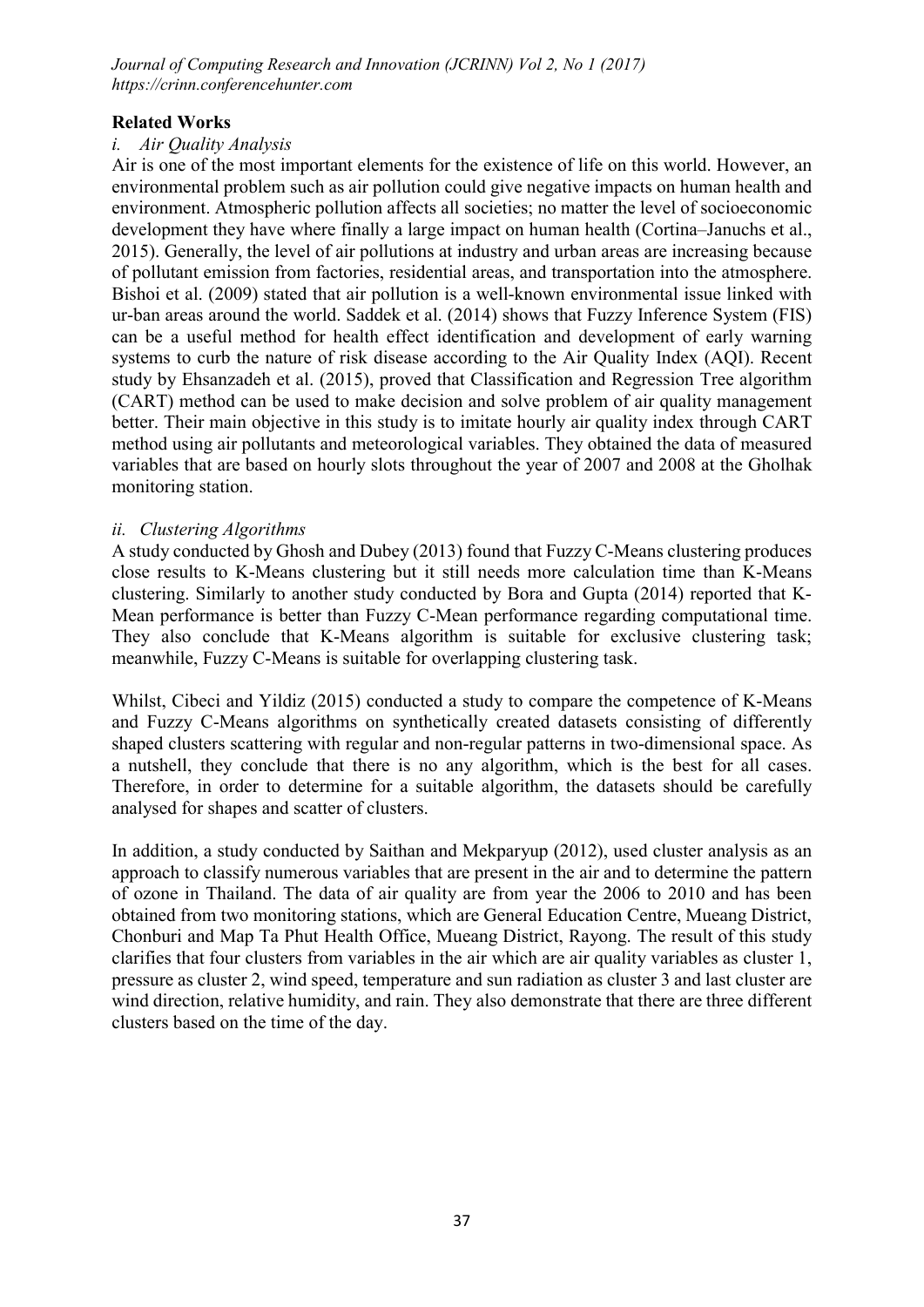## Related Works

### *i. Air Quality Analysis*

Air is one of the most important elements for the existence of life on this world. However, an environmental problem such as air pollution could give negative impacts on human health and environment. Atmospheric pollution affects all societies; no matter the level of socioeconomic development they have where finally a large impact on human health (Cortina–Januchs et al., 2015). Generally, the level of air pollutions at industry and urban areas are increasing because of pollutant emission from factories, residential areas, and transportation into the atmosphere. Bishoi et al. (2009) stated that air pollution is a well-known environmental issue linked with ur-ban areas around the world. Saddek et al. (2014) shows that Fuzzy Inference System (FIS) can be a useful method for health effect identification and development of early warning systems to curb the nature of risk disease according to the Air Quality Index (AQI). Recent study by Ehsanzadeh et al. (2015), proved that Classification and Regression Tree algorithm (CART) method can be used to make decision and solve problem of air quality management better. Their main objective in this study is to imitate hourly air quality index through CART method using air pollutants and meteorological variables. They obtained the data of measured variables that are based on hourly slots throughout the year of 2007 and 2008 at the Gholhak monitoring station.

### *ii. Clustering Algorithms*

A study conducted by Ghosh and Dubey (2013) found that Fuzzy C-Means clustering produces close results to K-Means clustering but it still needs more calculation time than K-Means clustering. Similarly to another study conducted by Bora and Gupta (2014) reported that K-Mean performance is better than Fuzzy C-Mean performance regarding computational time. They also conclude that K-Means algorithm is suitable for exclusive clustering task; meanwhile, Fuzzy C-Means is suitable for overlapping clustering task.

Whilst, Cibeci and Yildiz (2015) conducted a study to compare the competence of K-Means and Fuzzy C-Means algorithms on synthetically created datasets consisting of differently shaped clusters scattering with regular and non-regular patterns in two-dimensional space. As a nutshell, they conclude that there is no any algorithm, which is the best for all cases. Therefore, in order to determine for a suitable algorithm, the datasets should be carefully analysed for shapes and scatter of clusters.

In addition, a study conducted by Saithan and Mekparyup (2012), used cluster analysis as an approach to classify numerous variables that are present in the air and to determine the pattern of ozone in Thailand. The data of air quality are from year the 2006 to 2010 and has been obtained from two monitoring stations, which are General Education Centre, Mueang District, Chonburi and Map Ta Phut Health Office, Mueang District, Rayong. The result of this study clarifies that four clusters from variables in the air which are air quality variables as cluster 1, pressure as cluster 2, wind speed, temperature and sun radiation as cluster 3 and last cluster are wind direction, relative humidity, and rain. They also demonstrate that there are three different clusters based on the time of the day.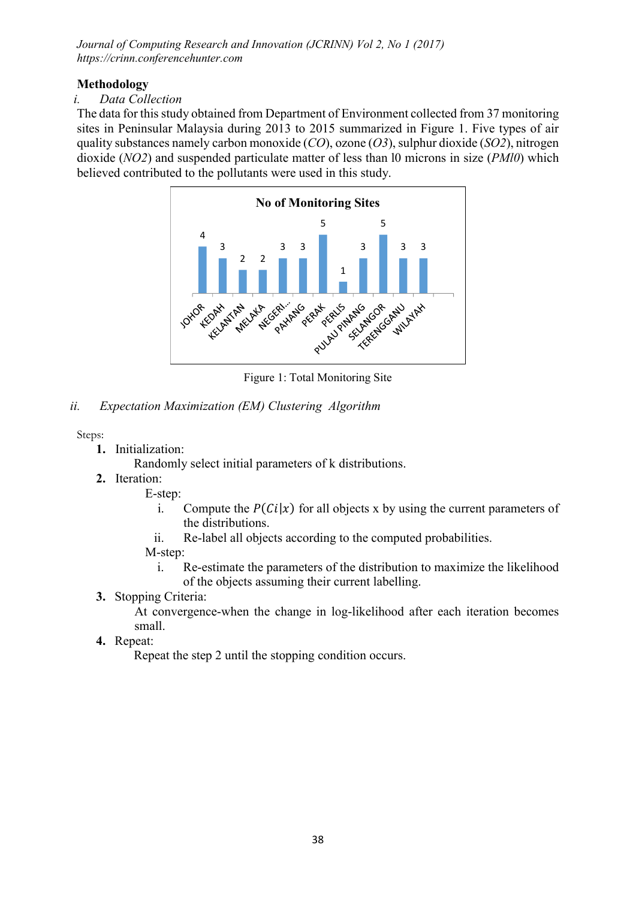## Methodology

*i. Data Collection*

The data for this study obtained from Department of Environment collected from 37 monitoring sites in Peninsular Malaysia during 2013 to 2015 summarized in Figure 1. Five types of air quality substances namely carbon monoxide (*CO*), ozone (*O3*), sulphur dioxide (*SO2*), nitrogen dioxide (*NO2*) and suspended particulate matter of less than l0 microns in size (*PMl0*) which believed contributed to the pollutants were used in this study.

Figure 1: Total Monitoring Site

*ii. Expectation Maximization (EM) Clustering Algorithm*

Steps:

1. **Initialization:**
   Randomly select initial parameters of k distributions.
2. **Iteration:**
   E-step:
   i. Compute the $P(Ci|x)$ for all objects x by using the current parameters of the distributions.
   ii. Re-label all objects according to the computed probabilities.

   M-step:
   i. Re-estimate the parameters of the distribution to maximize the likelihood of the objects assuming their current labelling.
3. **Stopping Criteria:**
   At convergence-when the change in log-likelihood after each iteration becomes small.
4. **Repeat:**
   Repeat the step 2 until the stopping condition occurs.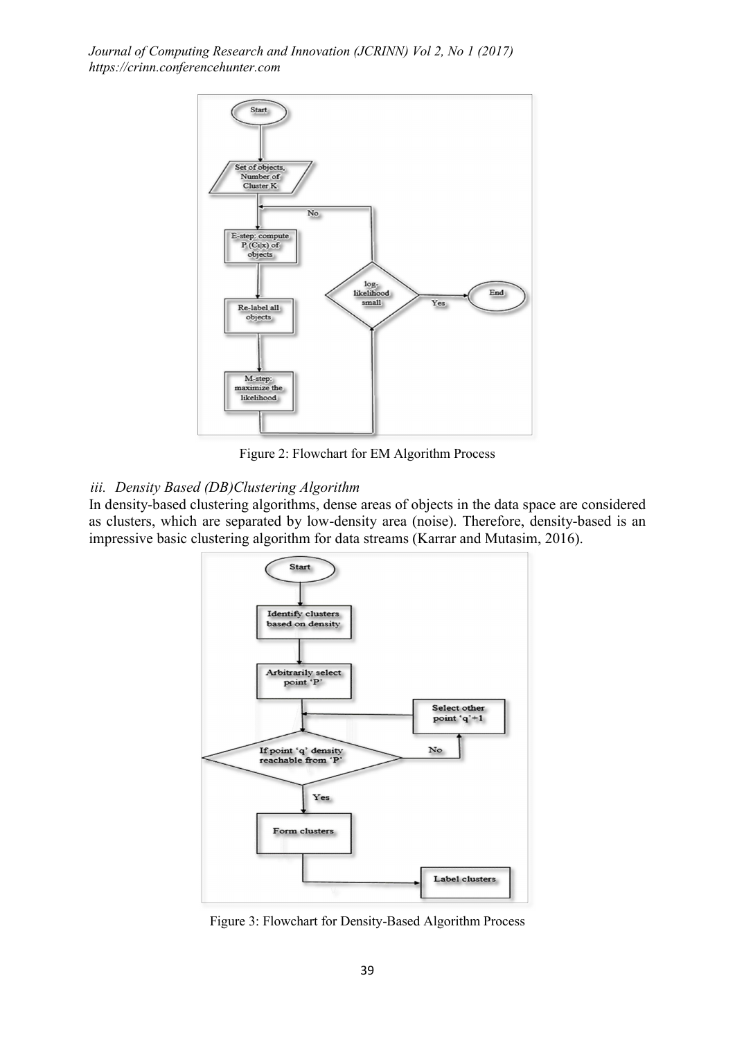Figure 2: Flowchart for EM Algorithm Process

*iii. Density Based (DB)Clustering Algorithm*

In density-based clustering algorithms, dense areas of objects in the data space are considered as clusters, which are separated by low-density area (noise). Therefore, density-based is an impressive basic clustering algorithm for data streams (Karrar and Mutasim, 2016).

Figure 3: Flowchart for Density-Based Algorithm Process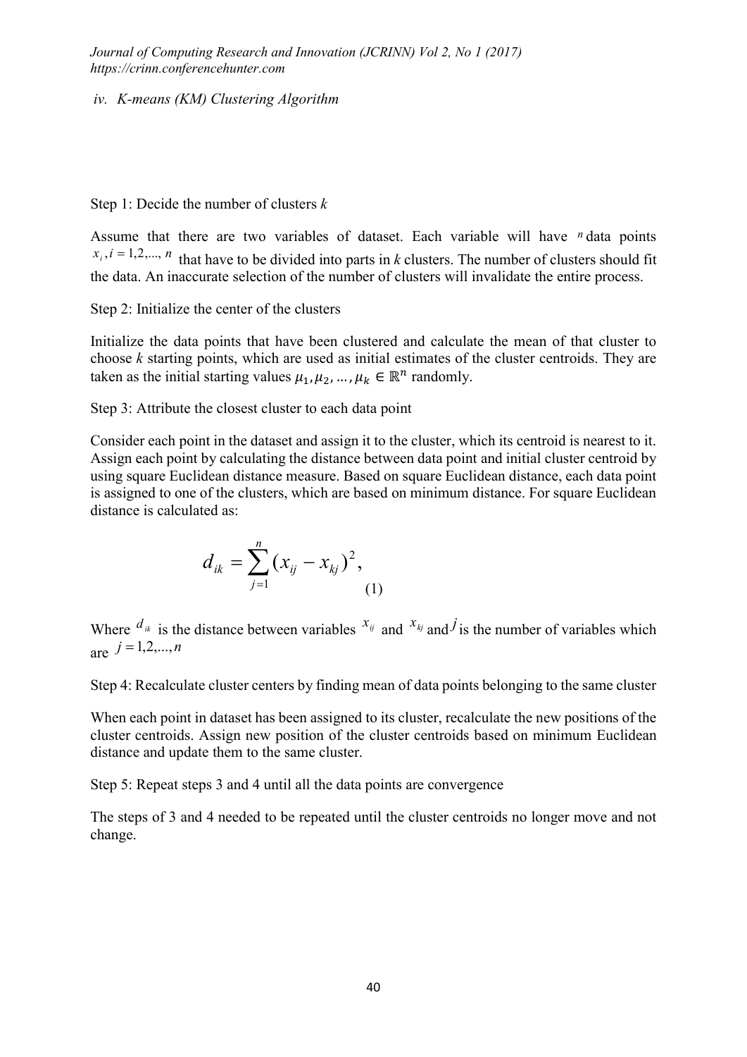*iv. K-means (KM) Clustering Algorithm*

Step 1: Decide the number of clusters *k*

Assume that there are two variables of dataset. Each variable will have $n$ data points $x_i, i = 1,2,..., n$ that have to be divided into parts in *k* clusters. The number of clusters should fit the data. An inaccurate selection of the number of clusters will invalidate the entire process.

Step 2: Initialize the center of the clusters

Initialize the data points that have been clustered and calculate the mean of that cluster to choose *k* starting points, which are used as initial estimates of the cluster centroids. They are taken as the initial starting values $\mu_1, \mu_2, ..., \mu_k \in \mathbb{R}^n$ randomly.

Step 3: Attribute the closest cluster to each data point

Consider each point in the dataset and assign it to the cluster, which its centroid is nearest to it. Assign each point by calculating the distance between data point and initial cluster centroid by using square Euclidean distance measure. Based on square Euclidean distance, each data point is assigned to one of the clusters, which are based on minimum distance. For square Euclidean distance is calculated as:

$$d_{ik} = \sum_{j=1}^{n} (x_{ij} - x_{kj})^2, \quad (1)$$

Where $d_{ik}$ is the distance between variables $x_{ij}$ and $x_{kj}$ and $j$ is the number of variables which are $j = 1,2,..., n$

Step 4: Recalculate cluster centers by finding mean of data points belonging to the same cluster

When each point in dataset has been assigned to its cluster, recalculate the new positions of the cluster centroids. Assign new position of the cluster centroids based on minimum Euclidean distance and update them to the same cluster.

Step 5: Repeat steps 3 and 4 until all the data points are convergence

The steps of 3 and 4 needed to be repeated until the cluster centroids no longer move and not change.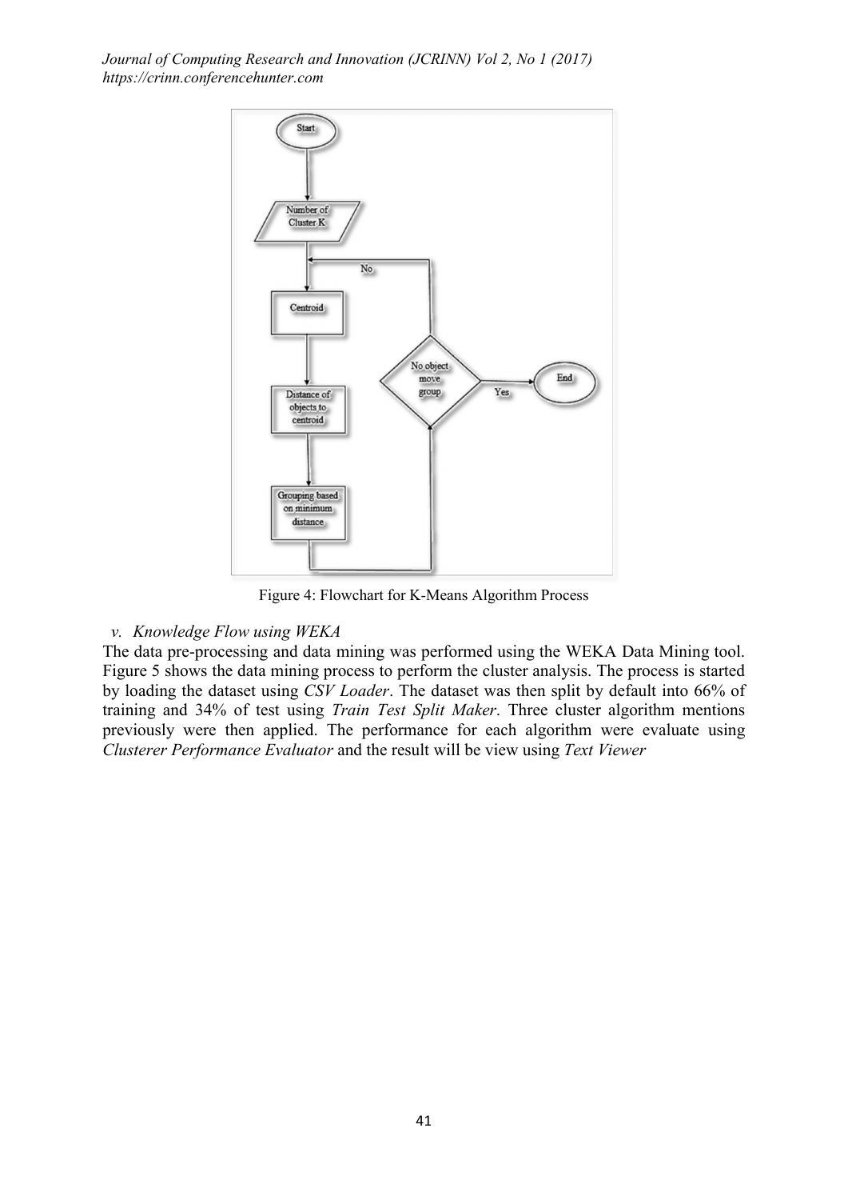Figure 4: Flowchart for K-Means Algorithm Process

*v. Knowledge Flow using WEKA*

The data pre-processing and data mining was performed using the WEKA Data Mining tool. Figure 5 shows the data mining process to perform the cluster analysis. The process is started by loading the dataset using *CSV Loader*. The dataset was then split by default into 66% of training and 34% of test using *Train Test Split Maker*. Three cluster algorithm mentions previously were then applied. The performance for each algorithm were evaluate using *Clusterer Performance Evaluator* and the result will be view using *Text Viewer*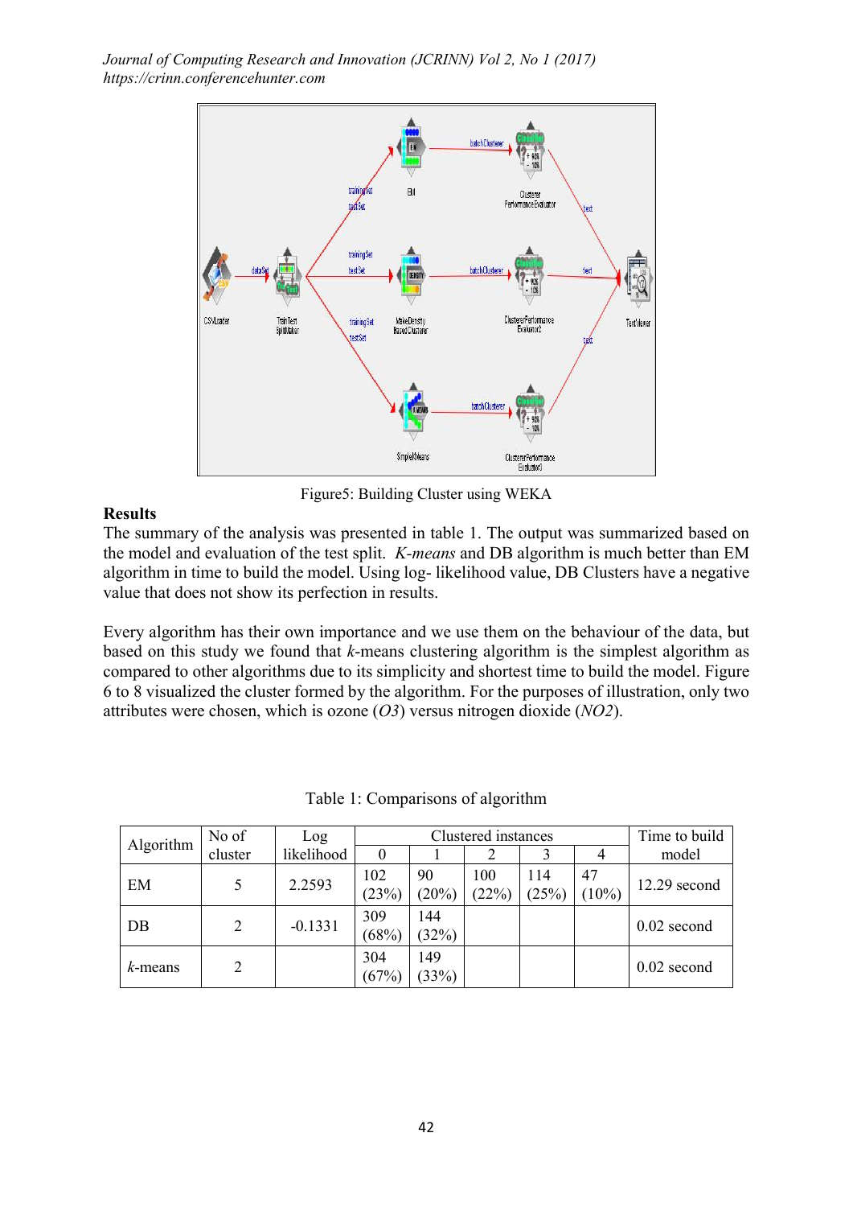Figure5: Building Cluster using WEKA

## Results

The summary of the analysis was presented in table 1. The output was summarized based on the model and evaluation of the test split. *K-means* and DB algorithm is much better than EM algorithm in time to build the model. Using log- likelihood value, DB Clusters have a negative value that does not show its perfection in results.

Every algorithm has their own importance and we use them on the behaviour of the data, but based on this study we found that *k*-means clustering algorithm is the simplest algorithm as compared to other algorithms due to its simplicity and shortest time to build the model. Figure 6 to 8 visualized the cluster formed by the algorithm. For the purposes of illustration, only two attributes were chosen, which is ozone ($O3$) versus nitrogen dioxide ($NO2$).

Table 1: Comparisons of algorithm

| Algorithm | No of cluster | Log likelihood | Clustered instances | | | | | Time to build model |
|---|---|---|---|---|---|---|---|---|
| | | | 0 | 1 | 2 | 3 | 4 | |
| EM | 5 | 2.2593 | 102 (23%) | 90 (20%) | 100 (22%) | 114 (25%) | 47 (10%) | 12.29 second |
| DB | 2 | -0.1331 | 309 (68%) | 144 (32%) | | | | 0.02 second |
| *k*-means | 2 | | 304 (67%) | 149 (33%) | | | | 0.02 second |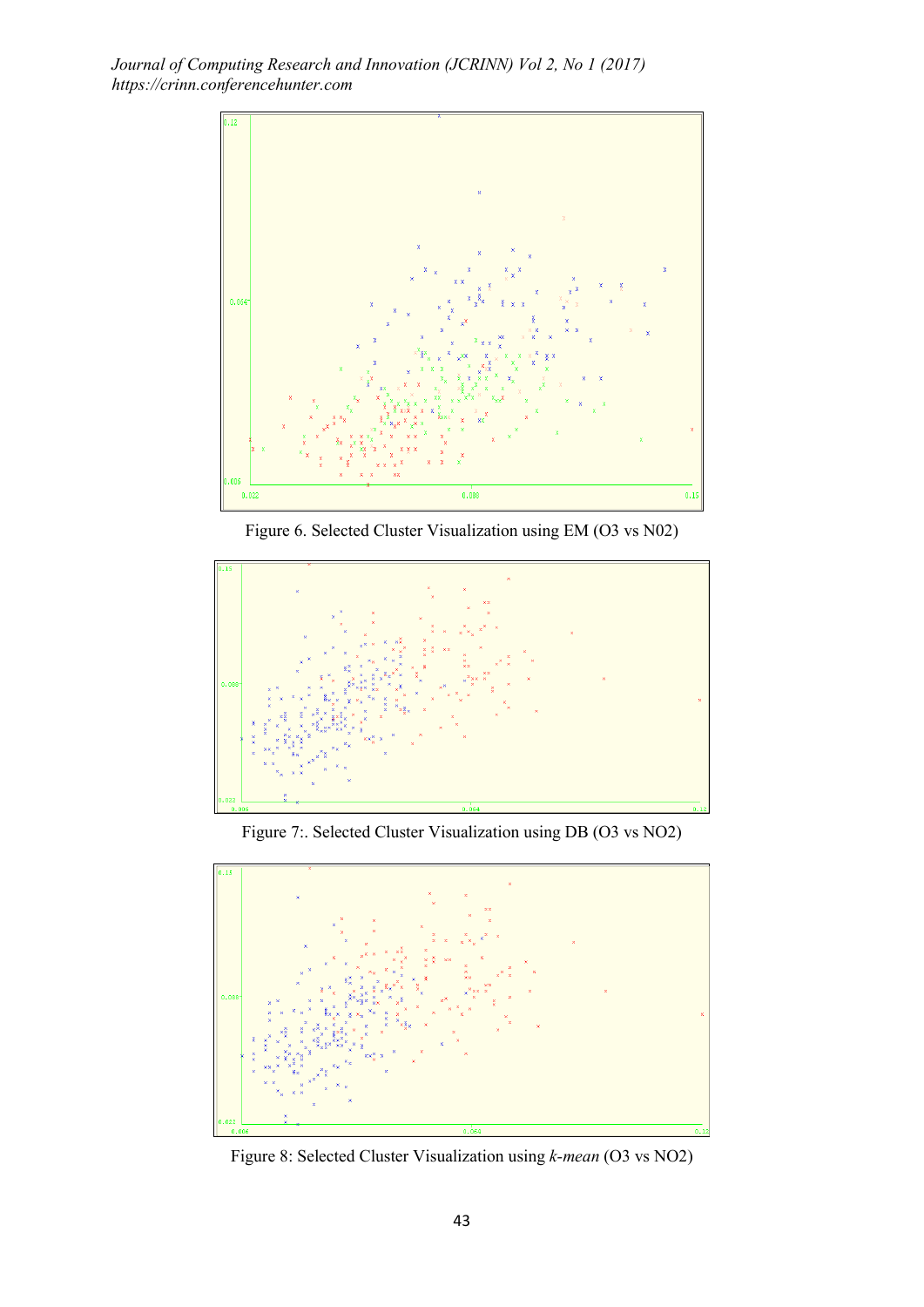Figure 6. Selected Cluster Visualization using EM (O3 vs N02)

Figure 7:. Selected Cluster Visualization using DB (O3 vs NO2)

Figure 8: Selected Cluster Visualization using *k-mean* (O3 vs NO2)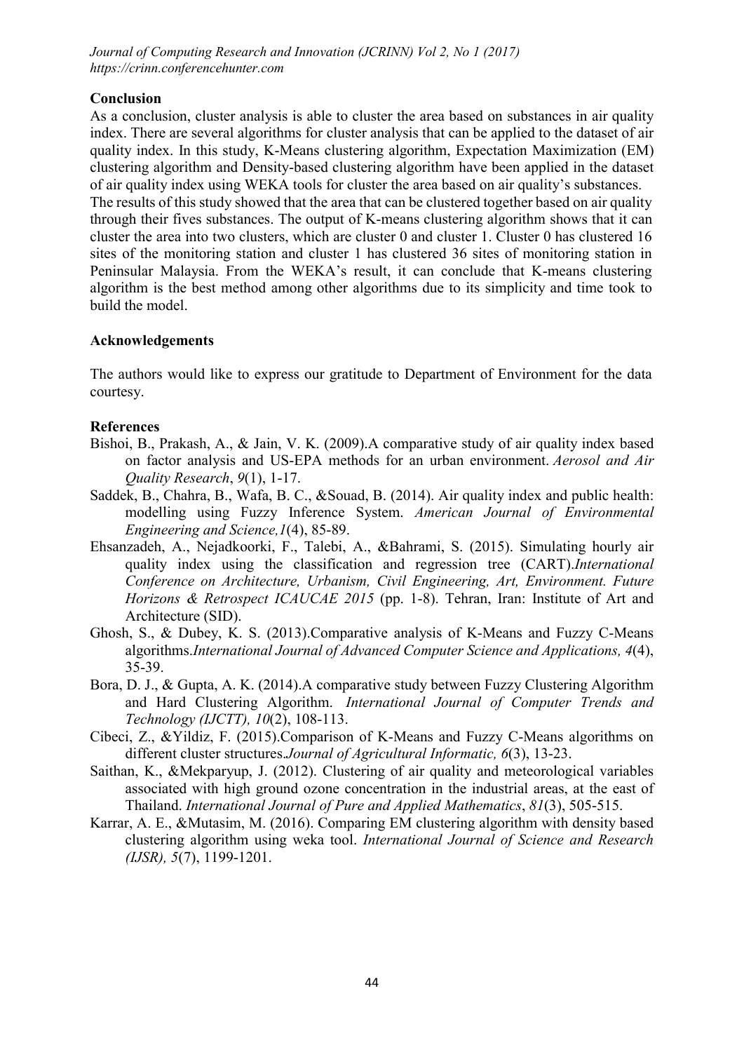## Conclusion

As a conclusion, cluster analysis is able to cluster the area based on substances in air quality index. There are several algorithms for cluster analysis that can be applied to the dataset of air quality index. In this study, K-Means clustering algorithm, Expectation Maximization (EM) clustering algorithm and Density-based clustering algorithm have been applied in the dataset of air quality index using WEKA tools for cluster the area based on air quality's substances. The results of this study showed that the area that can be clustered together based on air quality through their fives substances. The output of K-means clustering algorithm shows that it can cluster the area into two clusters, which are cluster 0 and cluster 1. Cluster 0 has clustered 16 sites of the monitoring station and cluster 1 has clustered 36 sites of monitoring station in Peninsular Malaysia. From the WEKA's result, it can conclude that K-means clustering algorithm is the best method among other algorithms due to its simplicity and time took to build the model.

## Acknowledgements

The authors would like to express our gratitude to Department of Environment for the data courtesy.

## References

Bishoi, B., Prakash, A., & Jain, V. K. (2009).A comparative study of air quality index based on factor analysis and US-EPA methods for an urban environment. *Aerosol and Air Quality Research*, *9*(1), 1-17.

Saddek, B., Chahra, B., Wafa, B. C., &Souad, B. (2014). Air quality index and public health: modelling using Fuzzy Inference System. *American Journal of Environmental Engineering and Science,1*(4), 85-89.

Ehsanzadeh, A., Nejadkoorki, F., Talebi, A., &Bahrami, S. (2015). Simulating hourly air quality index using the classification and regression tree (CART).*International Conference on Architecture, Urbanism, Civil Engineering, Art, Environment. Future Horizons & Retrospect ICAUCAE 2015* (pp. 1-8). Tehran, Iran: Institute of Art and Architecture (SID).

Ghosh, S., & Dubey, K. S. (2013).Comparative analysis of K-Means and Fuzzy C-Means algorithms.*International Journal of Advanced Computer Science and Applications, 4*(4), 35-39.

Bora, D. J., & Gupta, A. K. (2014).A comparative study between Fuzzy Clustering Algorithm and Hard Clustering Algorithm. *International Journal of Computer Trends and Technology (IJCTT), 10*(2), 108-113.

Cibeci, Z., &Yildiz, F. (2015).Comparison of K-Means and Fuzzy C-Means algorithms on different cluster structures.*Journal of Agricultural Informatic, 6*(3), 13-23.

Saithan, K., &Mekparyup, J. (2012). Clustering of air quality and meteorological variables associated with high ground ozone concentration in the industrial areas, at the east of Thailand. *International Journal of Pure and Applied Mathematics*, *81*(3), 505-515.

Karrar, A. E., &Mutasim, M. (2016). Comparing EM clustering algorithm with density based clustering algorithm using weka tool. *International Journal of Science and Research (IJSR), 5*(7), 1199-1201.